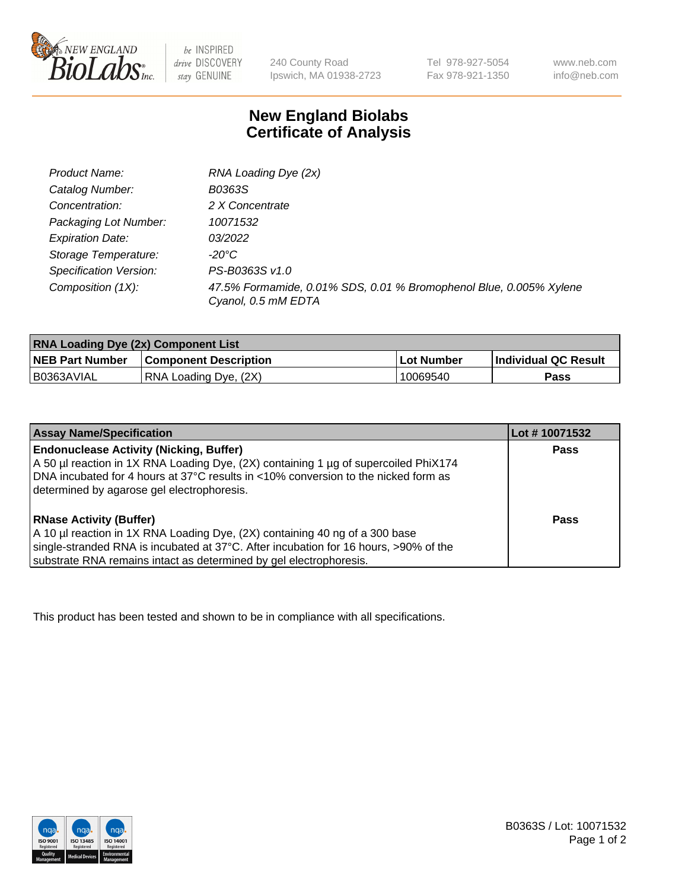240 County Road
Ipswich, MA 01938-2723

Tel 978-927-5054
Fax 978-921-1350

www.neb.com
info@neb.com

# New England Biolabs
# Certificate of Analysis

| | |
|---|---|
| *Product Name:* | *RNA Loading Dye (2x)* |
| *Catalog Number:* | *B0363S* |
| *Concentration:* | *2 X Concentrate* |
| *Packaging Lot Number:* | *10071532* |
| *Expiration Date:* | *03/2022* |
| *Storage Temperature:* | *-20°C* |
| *Specification Version:* | *PS-B0363S v1.0* |
| *Composition (1X):* | *47.5% Formamide, 0.01% SDS, 0.01 % Bromophenol Blue, 0.005% Xylene Cyanol, 0.5 mM EDTA* |

| **RNA Loading Dye (2x) Component List** | | | |
|---|---|---|---|
| **NEB Part Number** | **Component Description** | **Lot Number** | **Individual QC Result** |
| B0363AVIAL | RNA Loading Dye, (2X) | 10069540 | **Pass** |

| **Assay Name/Specification** | **Lot # 10071532** |
|---|---|
| **Endonuclease Activity (Nicking, Buffer)**<br>A 50 µl reaction in 1X RNA Loading Dye, (2X) containing 1 µg of supercoiled PhiX174 DNA incubated for 4 hours at 37°C results in <10% conversion to the nicked form as determined by agarose gel electrophoresis. | **Pass** |
| **RNase Activity (Buffer)**<br>A 10 µl reaction in 1X RNA Loading Dye, (2X) containing 40 ng of a 300 base single-stranded RNA is incubated at 37°C. After incubation for 16 hours, >90% of the substrate RNA remains intact as determined by gel electrophoresis. | **Pass** |

This product has been tested and shown to be in compliance with all specifications.

B0363S / Lot: 10071532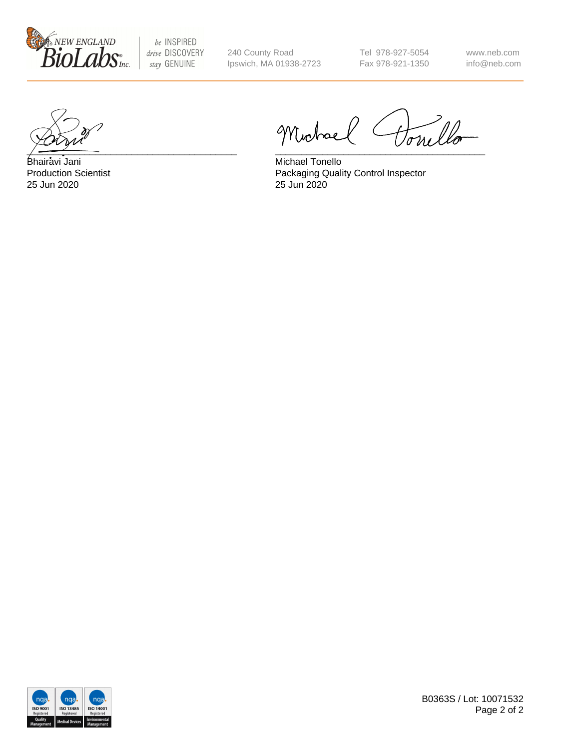Bhairavi Jani
Production Scientist
25 Jun 2020

Michael Tonello
Packaging Quality Control Inspector
25 Jun 2020

B0363S / Lot: 10071532